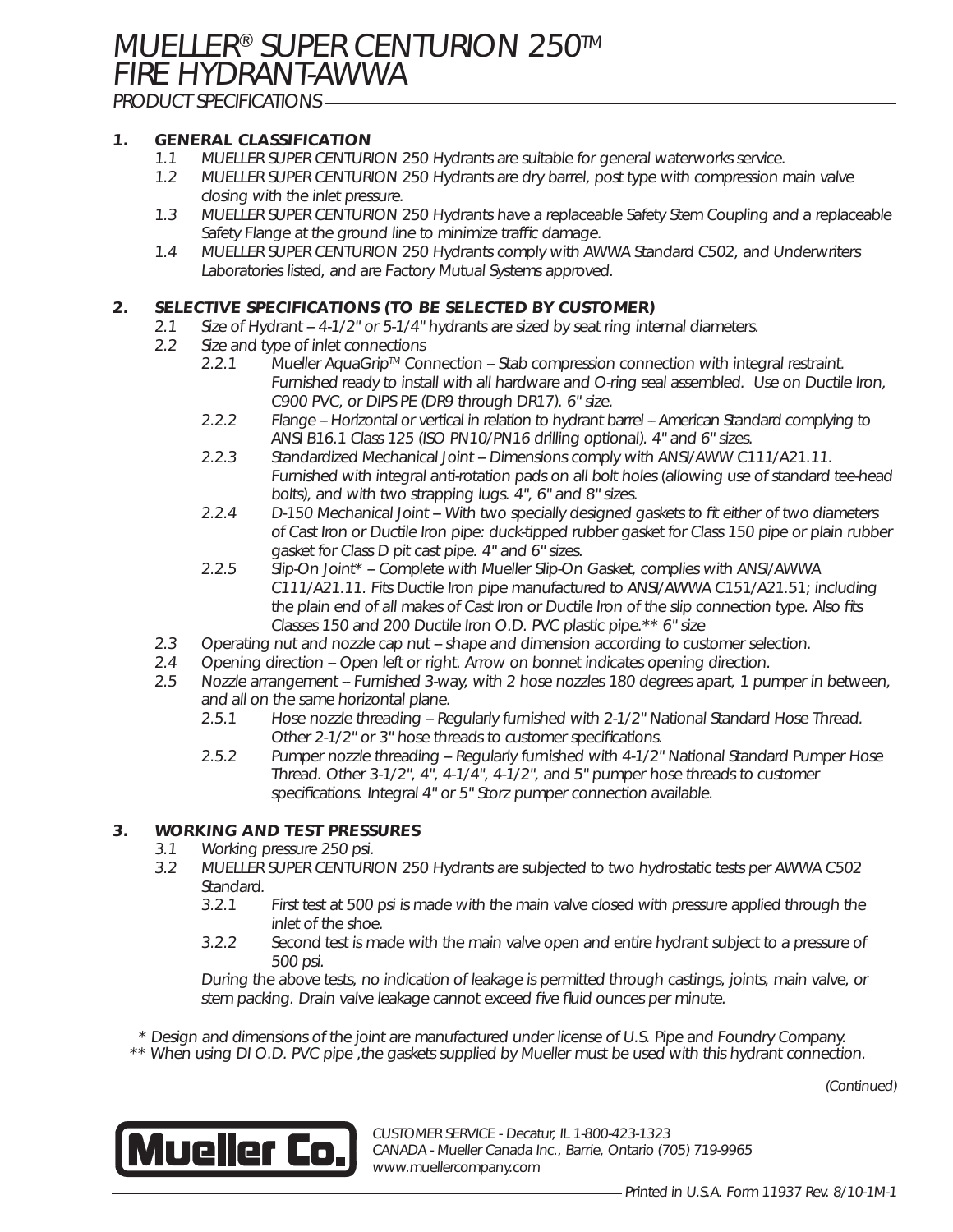# MUELLER® SUPER CENTURION 250™ FIRE HYDRANT-AWWA

PRODUCT SPECIFICATIONS

## 1. GENERAL CLASSIFICATION

1.1 MUELLER SUPER CENTURION 250 Hydrants are suitable for general waterworks service.

1.2 MUELLER SUPER CENTURION 250 Hydrants are dry barrel, post type with compression main valve closing with the inlet pressure.

1.3 MUELLER SUPER CENTURION 250 Hydrants have a replaceable Safety Stem Coupling and a replaceable Safety Flange at the ground line to minimize traffic damage.

1.4 MUELLER SUPER CENTURION 250 Hydrants comply with AWWA Standard C502, and Underwriters Laboratories listed, and are Factory Mutual Systems approved.

## 2. SELECTIVE SPECIFICATIONS (TO BE SELECTED BY CUSTOMER)

2.1 Size of Hydrant – 4-1/2" or 5-1/4" hydrants are sized by seat ring internal diameters.

2.2 Size and type of inlet connections

2.2.1 Mueller AquaGrip™ Connection – Stab compression connection with integral restraint. Furnished ready to install with all hardware and O-ring seal assembled. Use on Ductile Iron, C900 PVC, or DIPS PE (DR9 through DR17). 6" size.

2.2.2 Flange – Horizontal or vertical in relation to hydrant barrel – American Standard complying to ANSI B16.1 Class 125 (ISO PN10/PN16 drilling optional). 4" and 6" sizes.

2.2.3 Standardized Mechanical Joint – Dimensions comply with ANSI/AWW C111/A21.11. Furnished with integral anti-rotation pads on all bolt holes (allowing use of standard tee-head bolts), and with two strapping lugs. 4", 6" and 8" sizes.

2.2.4 D-150 Mechanical Joint – With two specially designed gaskets to fit either of two diameters of Cast Iron or Ductile Iron pipe: duck-tipped rubber gasket for Class 150 pipe or plain rubber gasket for Class D pit cast pipe. 4" and 6" sizes.

2.2.5 Slip-On Joint* – Complete with Mueller Slip-On Gasket, complies with ANSI/AWWA C111/A21.11. Fits Ductile Iron pipe manufactured to ANSI/AWWA C151/A21.51; including the plain end of all makes of Cast Iron or Ductile Iron of the slip connection type. Also fits Classes 150 and 200 Ductile Iron O.D. PVC plastic pipe.** 6" size

2.3 Operating nut and nozzle cap nut – shape and dimension according to customer selection.

2.4 Opening direction – Open left or right. Arrow on bonnet indicates opening direction.

2.5 Nozzle arrangement – Furnished 3-way, with 2 hose nozzles 180 degrees apart, 1 pumper in between, and all on the same horizontal plane.

2.5.1 Hose nozzle threading – Regularly furnished with 2-1/2" National Standard Hose Thread. Other 2-1/2" or 3" hose threads to customer specifications.

2.5.2 Pumper nozzle threading – Regularly furnished with 4-1/2" National Standard Pumper Hose Thread. Other 3-1/2", 4", 4-1/4", 4-1/2", and 5" pumper hose threads to customer specifications. Integral 4" or 5" Storz pumper connection available.

## 3. WORKING AND TEST PRESSURES

3.1 Working pressure 250 psi.

3.2 MUELLER SUPER CENTURION 250 Hydrants are subjected to two hydrostatic tests per AWWA C502 Standard.

3.2.1 First test at 500 psi is made with the main valve closed with pressure applied through the inlet of the shoe.

3.2.2 Second test is made with the main valve open and entire hydrant subject to a pressure of 500 psi.

During the above tests, no indication of leakage is permitted through castings, joints, main valve, or stem packing. Drain valve leakage cannot exceed five fluid ounces per minute.

\* Design and dimensions of the joint are manufactured under license of U.S. Pipe and Foundry Company.

\*\* When using DI O.D. PVC pipe ,the gaskets supplied by Mueller must be used with this hydrant connection.

(Continued)

Mueller Co.

CUSTOMER SERVICE - Decatur, IL 1-800-423-1323
CANADA - Mueller Canada Inc., Barrie, Ontario (705) 719-9965
www.muellercompany.com

Printed in U.S.A. Form 11937 Rev. 8/10-1M-1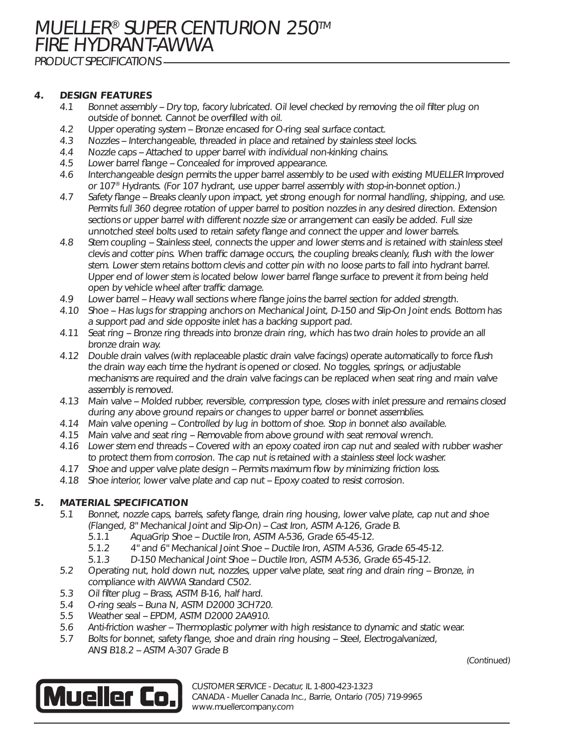# MUELLER® SUPER CENTURION 250™ FIRE HYDRANT-AWWA

*PRODUCT SPECIFICATIONS*

## 4. DESIGN FEATURES

- 4.1 Bonnet assembly – Dry top, facory lubricated. Oil level checked by removing the oil filter plug on outside of bonnet. Cannot be overfilled with oil.
- 4.2 Upper operating system – Bronze encased for O-ring seal surface contact.
- 4.3 Nozzles – Interchangeable, threaded in place and retained by stainless steel locks.
- 4.4 Nozzle caps – Attached to upper barrel with individual non-kinking chains.
- 4.5 Lower barrel flange – Concealed for improved appearance.
- 4.6 Interchangeable design permits the upper barrel assembly to be used with existing MUELLER Improved or 107® Hydrants. (For 107 hydrant, use upper barrel assembly with stop-in-bonnet option.)
- 4.7 Safety flange – Breaks cleanly upon impact, yet strong enough for normal handling, shipping, and use. Permits full 360 degree rotation of upper barrel to position nozzles in any desired direction. Extension sections or upper barrel with different nozzle size or arrangement can easily be added. Full size unnotched steel bolts used to retain safety flange and connect the upper and lower barrels.
- 4.8 Stem coupling – Stainless steel, connects the upper and lower stems and is retained with stainless steel clevis and cotter pins. When traffic damage occurs, the coupling breaks cleanly, flush with the lower stem. Lower stem retains bottom clevis and cotter pin with no loose parts to fall into hydrant barrel. Upper end of lower stem is located below lower barrel flange surface to prevent it from being held open by vehicle wheel after traffic damage.
- 4.9 Lower barrel – Heavy wall sections where flange joins the barrel section for added strength.
- 4.10 Shoe – Has lugs for strapping anchors on Mechanical Joint, D-150 and Slip-On Joint ends. Bottom has a support pad and side opposite inlet has a backing support pad.
- 4.11 Seat ring – Bronze ring threads into bronze drain ring, which has two drain holes to provide an all bronze drain way.
- 4.12 Double drain valves (with replaceable plastic drain valve facings) operate automatically to force flush the drain way each time the hydrant is opened or closed. No toggles, springs, or adjustable mechanisms are required and the drain valve facings can be replaced when seat ring and main valve assembly is removed.
- 4.13 Main valve – Molded rubber, reversible, compression type, closes with inlet pressure and remains closed during any above ground repairs or changes to upper barrel or bonnet assemblies.
- 4.14 Main valve opening – Controlled by lug in bottom of shoe. Stop in bonnet also available.
- 4.15 Main valve and seat ring – Removable from above ground with seat removal wrench.
- 4.16 Lower stem end threads – Covered with an epoxy coated iron cap nut and sealed with rubber washer to protect them from corrosion. The cap nut is retained with a stainless steel lock washer.
- 4.17 Shoe and upper valve plate design – Permits maximum flow by minimizing friction loss.
- 4.18 Shoe interior, lower valve plate and cap nut – Epoxy coated to resist corrosion.

## 5. MATERIAL SPECIFICATION

- 5.1 Bonnet, nozzle caps, barrels, safety flange, drain ring housing, lower valve plate, cap nut and shoe (Flanged, 8" Mechanical Joint and Slip-On) – Cast Iron, ASTM A-126, Grade B.
  - 5.1.1 AquaGrip Shoe – Ductile Iron, ASTM A-536, Grade 65-45-12.
  - 5.1.2 4" and 6" Mechanical Joint Shoe – Ductile Iron, ASTM A-536, Grade 65-45-12.
  - 5.1.3 D-150 Mechanical Joint Shoe – Ductile Iron, ASTM A-536, Grade 65-45-12.
- 5.2 Operating nut, hold down nut, nozzles, upper valve plate, seat ring and drain ring – Bronze, in compliance with AWWA Standard C502.
- 5.3 Oil filter plug – Brass, ASTM B-16, half hard.
- 5.4 O-ring seals – Buna N, ASTM D2000 3CH720.
- 5.5 Weather seal – EPDM, ASTM D2000 2AA910.
- 5.6 Anti-friction washer – Thermoplastic polymer with high resistance to dynamic and static wear.
- 5.7 Bolts for bonnet, safety flange, shoe and drain ring housing – Steel, Electrogalvanized, ANSI B18.2 – ASTM A-307 Grade B

*(Continued)*

CUSTOMER SERVICE - Decatur, IL 1-800-423-1323
CANADA - Mueller Canada Inc., Barrie, Ontario (705) 719-9965
www.muellercompany.com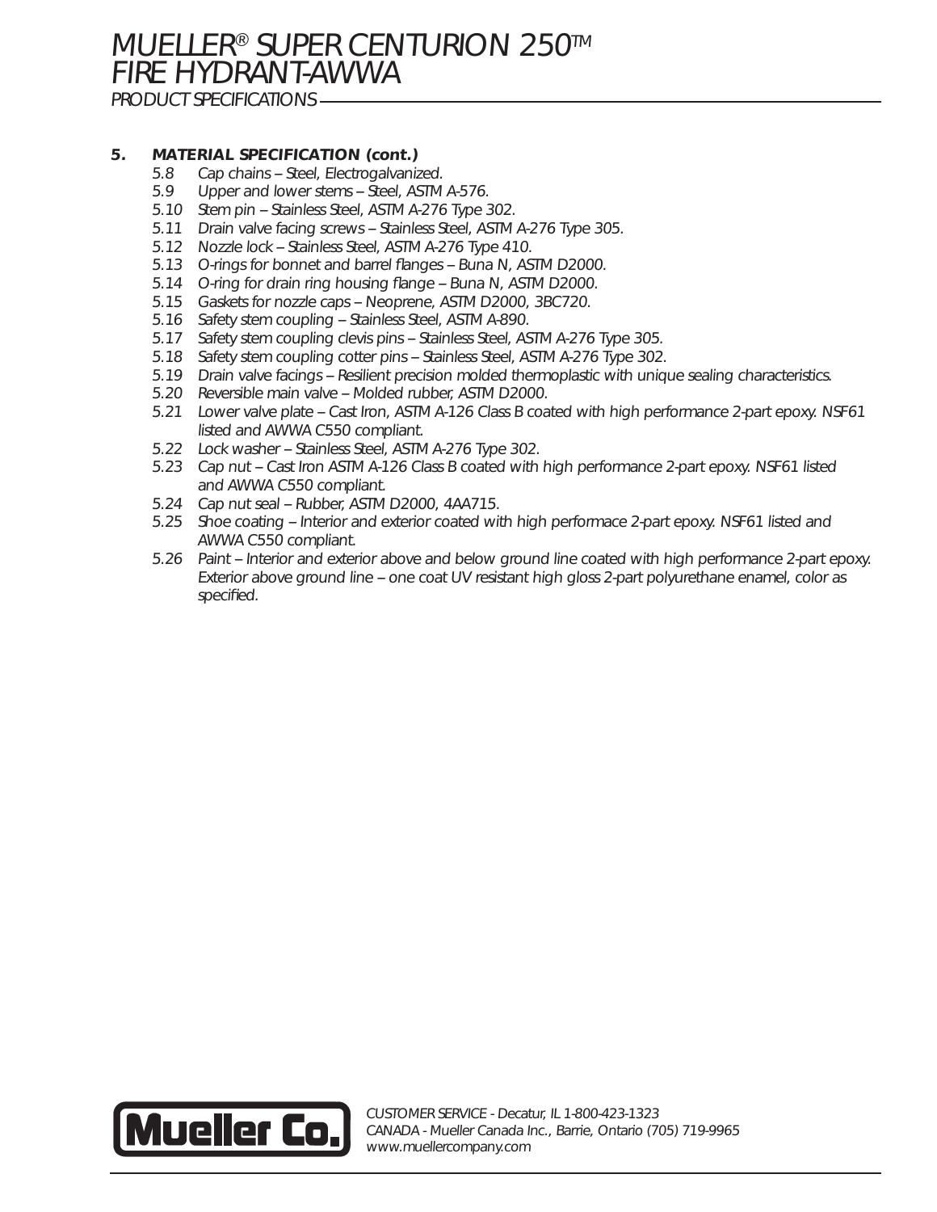**5. MATERIAL SPECIFICATION (cont.)**

- 5.8 Cap chains – Steel, Electrogalvanized.
- 5.9 Upper and lower stems – Steel, ASTM A-576.
- 5.10 Stem pin – Stainless Steel, ASTM A-276 Type 302.
- 5.11 Drain valve facing screws – Stainless Steel, ASTM A-276 Type 305.
- 5.12 Nozzle lock – Stainless Steel, ASTM A-276 Type 410.
- 5.13 O-rings for bonnet and barrel flanges – Buna N, ASTM D2000.
- 5.14 O-ring for drain ring housing flange – Buna N, ASTM D2000.
- 5.15 Gaskets for nozzle caps – Neoprene, ASTM D2000, 3BC720.
- 5.16 Safety stem coupling – Stainless Steel, ASTM A-890.
- 5.17 Safety stem coupling clevis pins – Stainless Steel, ASTM A-276 Type 305.
- 5.18 Safety stem coupling cotter pins – Stainless Steel, ASTM A-276 Type 302.
- 5.19 Drain valve facings – Resilient precision molded thermoplastic with unique sealing characteristics.
- 5.20 Reversible main valve – Molded rubber, ASTM D2000.
- 5.21 Lower valve plate – Cast Iron, ASTM A-126 Class B coated with high performance 2-part epoxy. NSF61 listed and AWWA C550 compliant.
- 5.22 Lock washer – Stainless Steel, ASTM A-276 Type 302.
- 5.23 Cap nut – Cast Iron ASTM A-126 Class B coated with high performance 2-part epoxy. NSF61 listed and AWWA C550 compliant.
- 5.24 Cap nut seal – Rubber, ASTM D2000, 4AA715.
- 5.25 Shoe coating – Interior and exterior coated with high performace 2-part epoxy. NSF61 listed and AWWA C550 compliant.
- 5.26 Paint – Interior and exterior above and below ground line coated with high performance 2-part epoxy. Exterior above ground line – one coat UV resistant high gloss 2-part polyurethane enamel, color as specified.

Mueller Co.

CUSTOMER SERVICE - Decatur, IL 1-800-423-1323
CANADA - Mueller Canada Inc., Barrie, Ontario (705) 719-9965
www.muellercompany.com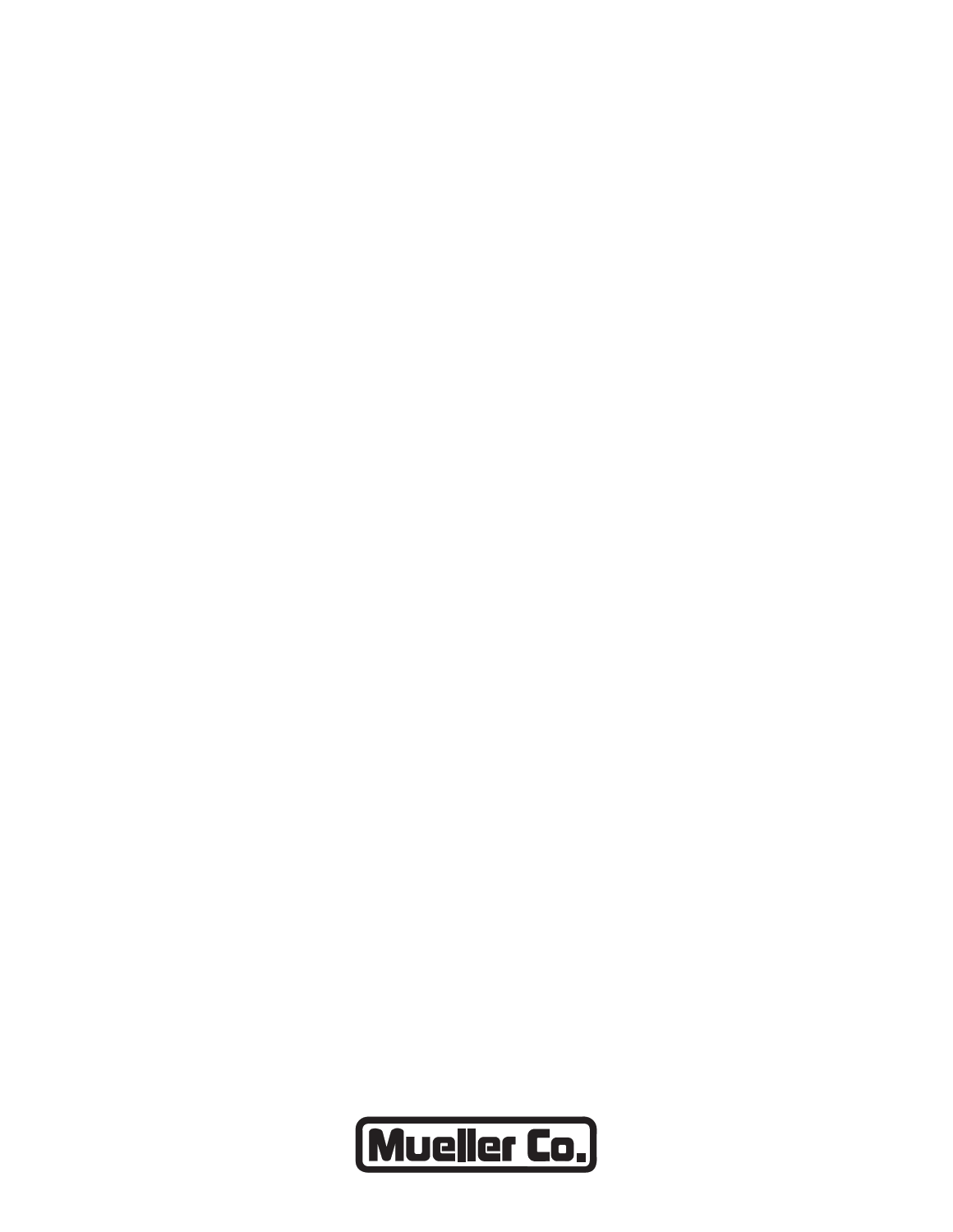Mueller Co.